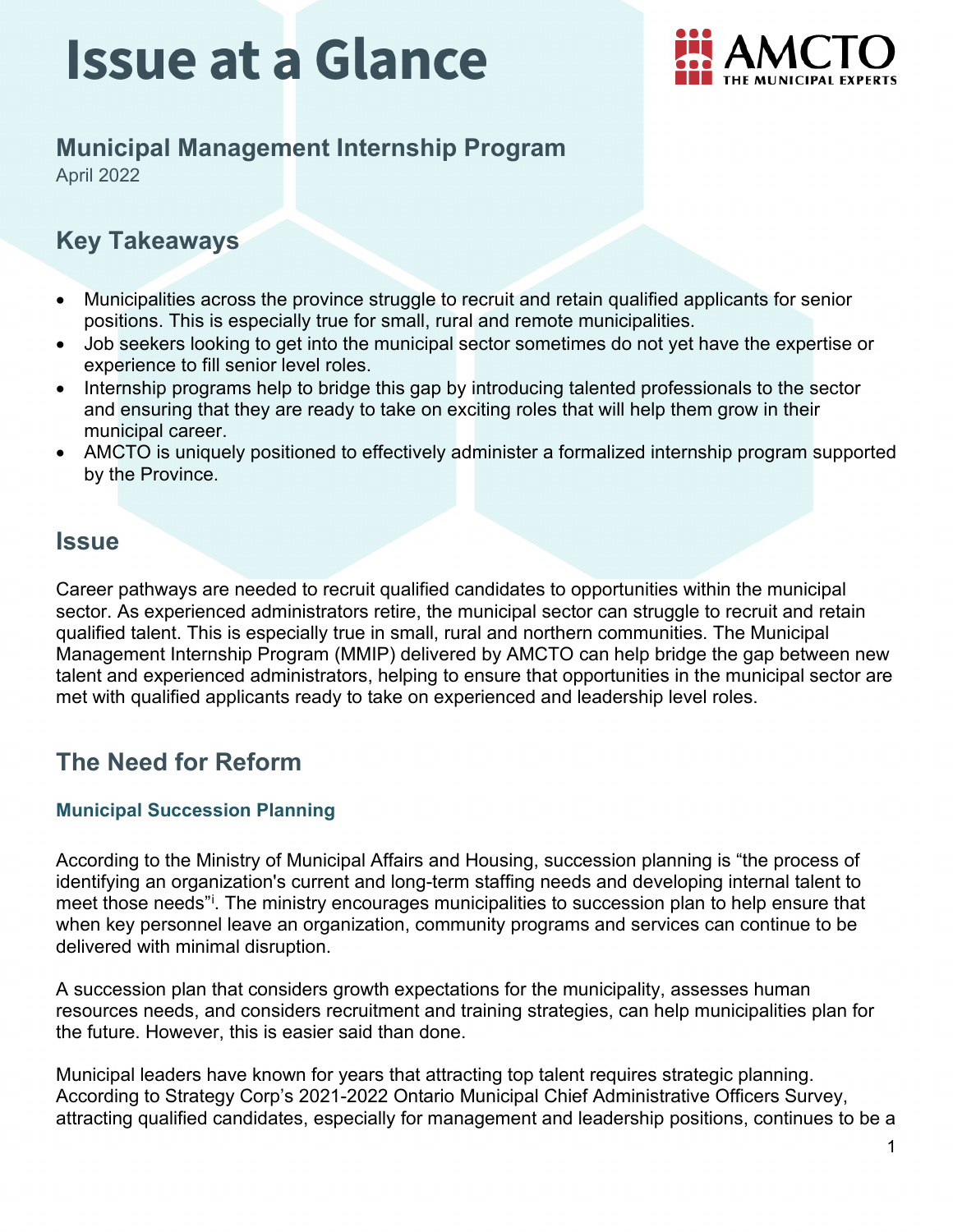# Issue at a Glance

## Municipal Management Internship Program

April 2022

## Key Takeaways

- Municipalities across the province struggle to recruit and retain qualified applicants for senior positions. This is especially true for small, rural and remote municipalities.
- Job seekers looking to get into the municipal sector sometimes do not yet have the expertise or experience to fill senior level roles.
- Internship programs help to bridge this gap by introducing talented professionals to the sector and ensuring that they are ready to take on exciting roles that will help them grow in their municipal career.
- AMCTO is uniquely positioned to effectively administer a formalized internship program supported by the Province.

## Issue

Career pathways are needed to recruit qualified candidates to opportunities within the municipal sector. As experienced administrators retire, the municipal sector can struggle to recruit and retain qualified talent. This is especially true in small, rural and northern communities. The Municipal Management Internship Program (MMIP) delivered by AMCTO can help bridge the gap between new talent and experienced administrators, helping to ensure that opportunities in the municipal sector are met with qualified applicants ready to take on experienced and leadership level roles.

## The Need for Reform

### Municipal Succession Planning

According to the Ministry of Municipal Affairs and Housing, succession planning is "the process of identifying an organization's current and long-term staffing needs and developing internal talent to meet those needs"[i]. The ministry encourages municipalities to succession plan to help ensure that when key personnel leave an organization, community programs and services can continue to be delivered with minimal disruption.

A succession plan that considers growth expectations for the municipality, assesses human resources needs, and considers recruitment and training strategies, can help municipalities plan for the future. However, this is easier said than done.

Municipal leaders have known for years that attracting top talent requires strategic planning. According to Strategy Corp's 2021-2022 Ontario Municipal Chief Administrative Officers Survey, attracting qualified candidates, especially for management and leadership positions, continues to be a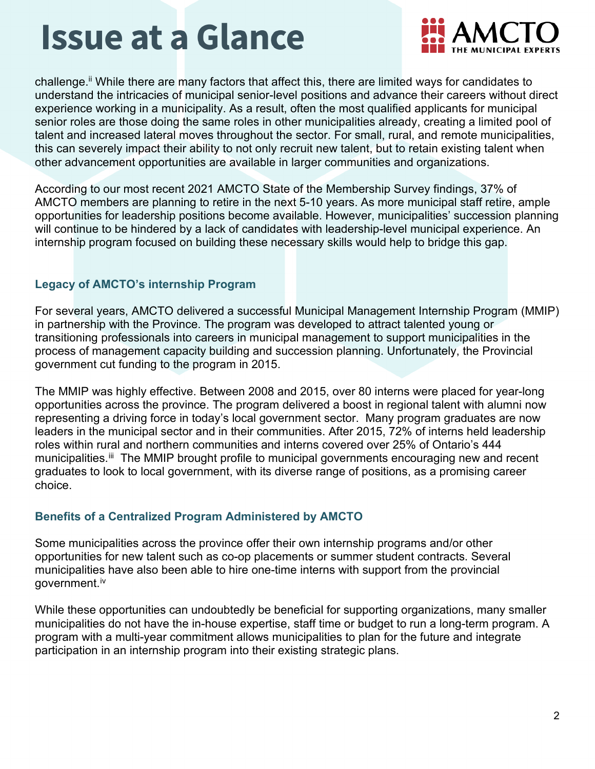challenge.[ii] While there are many factors that affect this, there are limited ways for candidates to understand the intricacies of municipal senior-level positions and advance their careers without direct experience working in a municipality. As a result, often the most qualified applicants for municipal senior roles are those doing the same roles in other municipalities already, creating a limited pool of talent and increased lateral moves throughout the sector. For small, rural, and remote municipalities, this can severely impact their ability to not only recruit new talent, but to retain existing talent when other advancement opportunities are available in larger communities and organizations.

According to our most recent 2021 AMCTO State of the Membership Survey findings, 37% of AMCTO members are planning to retire in the next 5-10 years. As more municipal staff retire, ample opportunities for leadership positions become available. However, municipalities' succession planning will continue to be hindered by a lack of candidates with leadership-level municipal experience. An internship program focused on building these necessary skills would help to bridge this gap.

### Legacy of AMCTO's internship Program

For several years, AMCTO delivered a successful Municipal Management Internship Program (MMIP) in partnership with the Province. The program was developed to attract talented young or transitioning professionals into careers in municipal management to support municipalities in the process of management capacity building and succession planning. Unfortunately, the Provincial government cut funding to the program in 2015.

The MMIP was highly effective. Between 2008 and 2015, over 80 interns were placed for year-long opportunities across the province. The program delivered a boost in regional talent with alumni now representing a driving force in today's local government sector. Many program graduates are now leaders in the municipal sector and in their communities. After 2015, 72% of interns held leadership roles within rural and northern communities and interns covered over 25% of Ontario's 444 municipalities.[iii] The MMIP brought profile to municipal governments encouraging new and recent graduates to look to local government, with its diverse range of positions, as a promising career choice.

### Benefits of a Centralized Program Administered by AMCTO

Some municipalities across the province offer their own internship programs and/or other opportunities for new talent such as co-op placements or summer student contracts. Several municipalities have also been able to hire one-time interns with support from the provincial government.[iv]

While these opportunities can undoubtedly be beneficial for supporting organizations, many smaller municipalities do not have the in-house expertise, staff time or budget to run a long-term program. A program with a multi-year commitment allows municipalities to plan for the future and integrate participation in an internship program into their existing strategic plans.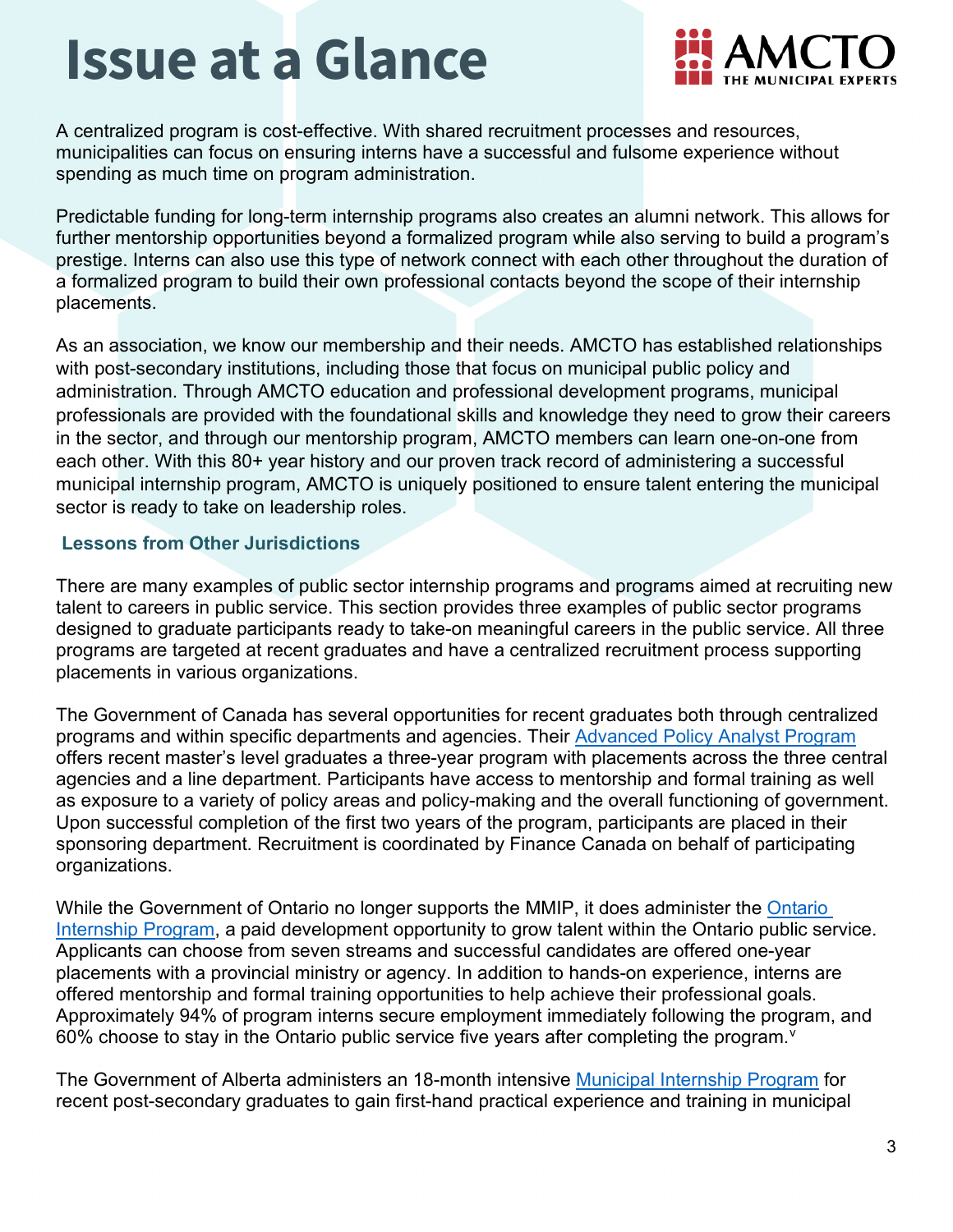# Issue at a Glance

A centralized program is cost-effective. With shared recruitment processes and resources, municipalities can focus on ensuring interns have a successful and fulsome experience without spending as much time on program administration.

Predictable funding for long-term internship programs also creates an alumni network. This allows for further mentorship opportunities beyond a formalized program while also serving to build a program's prestige. Interns can also use this type of network connect with each other throughout the duration of a formalized program to build their own professional contacts beyond the scope of their internship placements.

As an association, we know our membership and their needs. AMCTO has established relationships with post-secondary institutions, including those that focus on municipal public policy and administration. Through AMCTO education and professional development programs, municipal professionals are provided with the foundational skills and knowledge they need to grow their careers in the sector, and through our mentorship program, AMCTO members can learn one-on-one from each other. With this 80+ year history and our proven track record of administering a successful municipal internship program, AMCTO is uniquely positioned to ensure talent entering the municipal sector is ready to take on leadership roles.

### Lessons from Other Jurisdictions

There are many examples of public sector internship programs and programs aimed at recruiting new talent to careers in public service. This section provides three examples of public sector programs designed to graduate participants ready to take-on meaningful careers in the public service. All three programs are targeted at recent graduates and have a centralized recruitment process supporting placements in various organizations.

The Government of Canada has several opportunities for recent graduates both through centralized programs and within specific departments and agencies. Their Advanced Policy Analyst Program offers recent master's level graduates a three-year program with placements across the three central agencies and a line department. Participants have access to mentorship and formal training as well as exposure to a variety of policy areas and policy-making and the overall functioning of government. Upon successful completion of the first two years of the program, participants are placed in their sponsoring department. Recruitment is coordinated by Finance Canada on behalf of participating organizations.

While the Government of Ontario no longer supports the MMIP, it does administer the Ontario Internship Program, a paid development opportunity to grow talent within the Ontario public service. Applicants can choose from seven streams and successful candidates are offered one-year placements with a provincial ministry or agency. In addition to hands-on experience, interns are offered mentorship and formal training opportunities to help achieve their professional goals. Approximately 94% of program interns secure employment immediately following the program, and 60% choose to stay in the Ontario public service five years after completing the program.[v]

The Government of Alberta administers an 18-month intensive Municipal Internship Program for recent post-secondary graduates to gain first-hand practical experience and training in municipal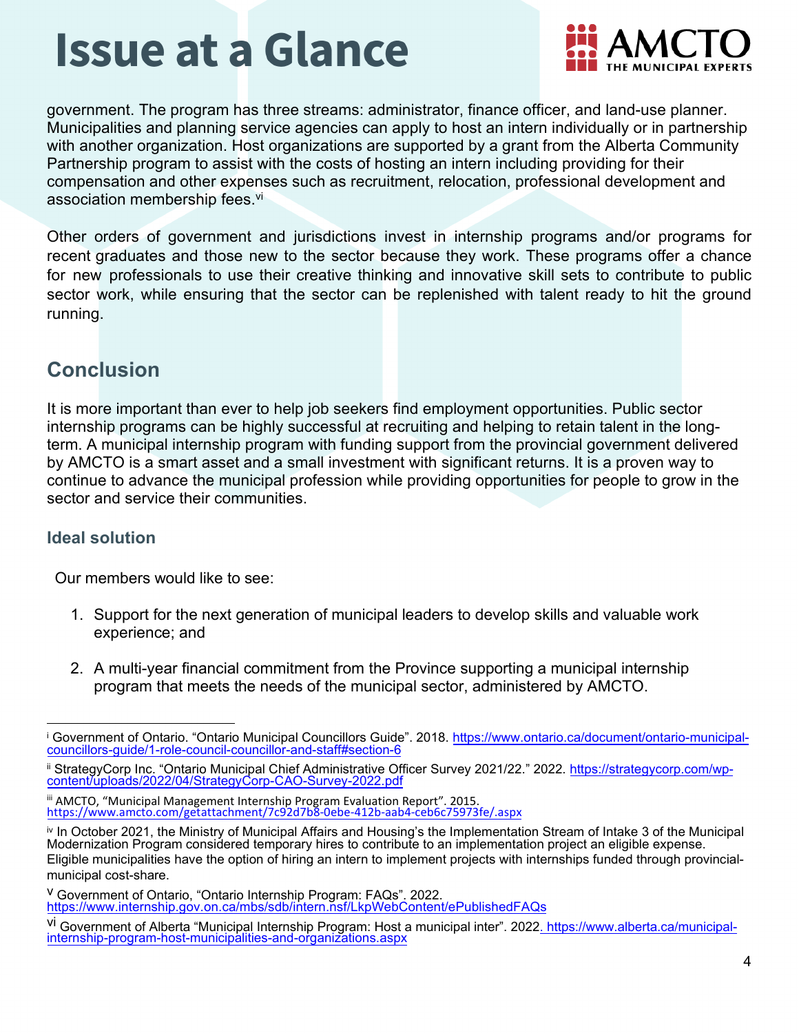government. The program has three streams: administrator, finance officer, and land-use planner. Municipalities and planning service agencies can apply to host an intern individually or in partnership with another organization. Host organizations are supported by a grant from the Alberta Community Partnership program to assist with the costs of hosting an intern including providing for their compensation and other expenses such as recruitment, relocation, professional development and association membership fees.[vi]

Other orders of government and jurisdictions invest in internship programs and/or programs for recent graduates and those new to the sector because they work. These programs offer a chance for new professionals to use their creative thinking and innovative skill sets to contribute to public sector work, while ensuring that the sector can be replenished with talent ready to hit the ground running.

## Conclusion

It is more important than ever to help job seekers find employment opportunities. Public sector internship programs can be highly successful at recruiting and helping to retain talent in the long-term. A municipal internship program with funding support from the provincial government delivered by AMCTO is a smart asset and a small investment with significant returns. It is a proven way to continue to advance the municipal profession while providing opportunities for people to grow in the sector and service their communities.

### Ideal solution

Our members would like to see:

1. Support for the next generation of municipal leaders to develop skills and valuable work experience; and
2. A multi-year financial commitment from the Province supporting a municipal internship program that meets the needs of the municipal sector, administered by AMCTO.

---

[i] Government of Ontario. "Ontario Municipal Councillors Guide". 2018. https://www.ontario.ca/document/ontario-municipal-councillors-guide/1-role-council-councillor-and-staff#section-6

[ii] StrategyCorp Inc. "Ontario Municipal Chief Administrative Officer Survey 2021/22." 2022. https://strategycorp.com/wp-content/uploads/2022/04/StrategyCorp-CAO-Survey-2022.pdf

[iii] AMCTO, "Municipal Management Internship Program Evaluation Report". 2015. https://www.amcto.com/getattachment/7c92d7b8-0ebe-412b-aab4-ceb6c75973fe/.aspx

[iv] In October 2021, the Ministry of Municipal Affairs and Housing's the Implementation Stream of Intake 3 of the Municipal Modernization Program considered temporary hires to contribute to an implementation project an eligible expense. Eligible municipalities have the option of hiring an intern to implement projects with internships funded through provincial-municipal cost-share.

[v] Government of Ontario, "Ontario Internship Program: FAQs". 2022. https://www.internship.gov.on.ca/mbs/sdb/intern.nsf/LkpWebContent/ePublishedFAQs

[vi] Government of Alberta "Municipal Internship Program: Host a municipal inter". 2022. https://www.alberta.ca/municipal-internship-program-host-municipalities-and-organizations.aspx